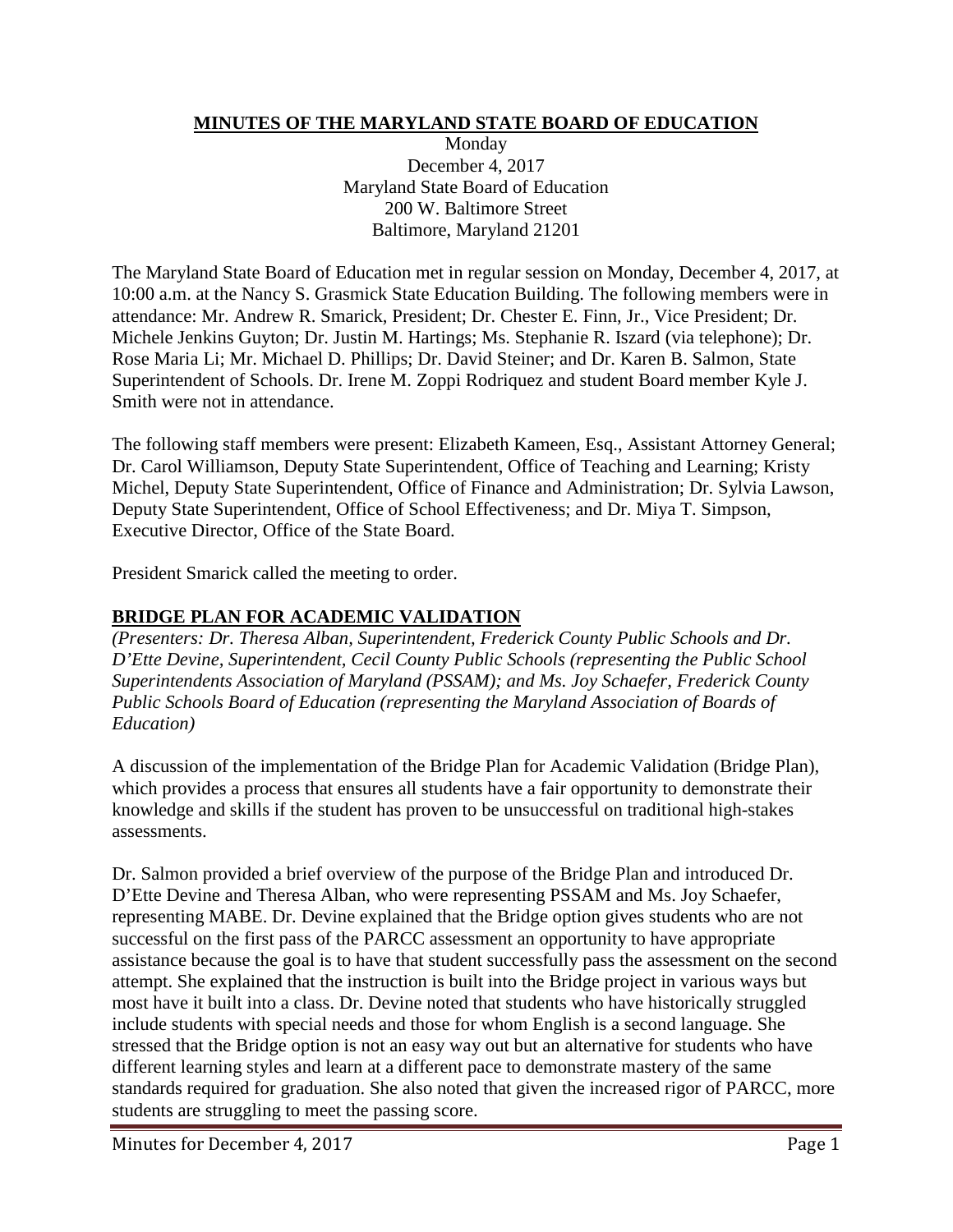# MINUTES OF THE MARYLAND STATE BOARD OF EDUCATION

Monday
December 4, 2017
Maryland State Board of Education
200 W. Baltimore Street
Baltimore, Maryland 21201

The Maryland State Board of Education met in regular session on Monday, December 4, 2017, at 10:00 a.m. at the Nancy S. Grasmick State Education Building. The following members were in attendance: Mr. Andrew R. Smarick, President; Dr. Chester E. Finn, Jr., Vice President; Dr. Michele Jenkins Guyton; Dr. Justin M. Hartings; Ms. Stephanie R. Iszard (via telephone); Dr. Rose Maria Li; Mr. Michael D. Phillips; Dr. David Steiner; and Dr. Karen B. Salmon, State Superintendent of Schools. Dr. Irene M. Zoppi Rodriquez and student Board member Kyle J. Smith were not in attendance.

The following staff members were present: Elizabeth Kameen, Esq., Assistant Attorney General; Dr. Carol Williamson, Deputy State Superintendent, Office of Teaching and Learning; Kristy Michel, Deputy State Superintendent, Office of Finance and Administration; Dr. Sylvia Lawson, Deputy State Superintendent, Office of School Effectiveness; and Dr. Miya T. Simpson, Executive Director, Office of the State Board.

President Smarick called the meeting to order.

## BRIDGE PLAN FOR ACADEMIC VALIDATION

*(Presenters: Dr. Theresa Alban, Superintendent, Frederick County Public Schools and Dr. D'Ette Devine, Superintendent, Cecil County Public Schools (representing the Public School Superintendents Association of Maryland (PSSAM); and Ms. Joy Schaefer, Frederick County Public Schools Board of Education (representing the Maryland Association of Boards of Education)*

A discussion of the implementation of the Bridge Plan for Academic Validation (Bridge Plan), which provides a process that ensures all students have a fair opportunity to demonstrate their knowledge and skills if the student has proven to be unsuccessful on traditional high-stakes assessments.

Dr. Salmon provided a brief overview of the purpose of the Bridge Plan and introduced Dr. D'Ette Devine and Theresa Alban, who were representing PSSAM and Ms. Joy Schaefer, representing MABE. Dr. Devine explained that the Bridge option gives students who are not successful on the first pass of the PARCC assessment an opportunity to have appropriate assistance because the goal is to have that student successfully pass the assessment on the second attempt. She explained that the instruction is built into the Bridge project in various ways but most have it built into a class. Dr. Devine noted that students who have historically struggled include students with special needs and those for whom English is a second language. She stressed that the Bridge option is not an easy way out but an alternative for students who have different learning styles and learn at a different pace to demonstrate mastery of the same standards required for graduation. She also noted that given the increased rigor of PARCC, more students are struggling to meet the passing score.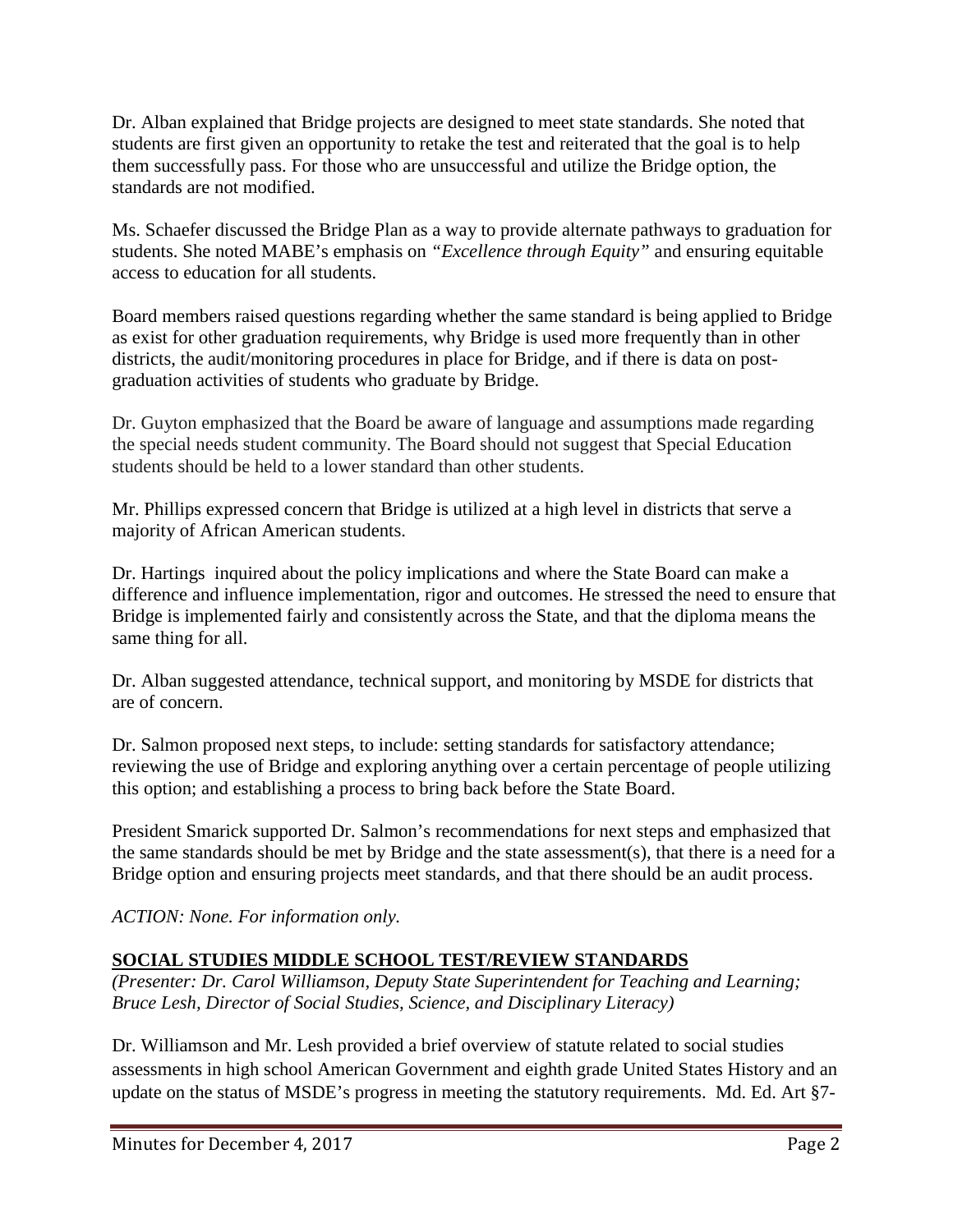Dr. Alban explained that Bridge projects are designed to meet state standards. She noted that students are first given an opportunity to retake the test and reiterated that the goal is to help them successfully pass. For those who are unsuccessful and utilize the Bridge option, the standards are not modified.

Ms. Schaefer discussed the Bridge Plan as a way to provide alternate pathways to graduation for students. She noted MABE's emphasis on *"Excellence through Equity"* and ensuring equitable access to education for all students.

Board members raised questions regarding whether the same standard is being applied to Bridge as exist for other graduation requirements, why Bridge is used more frequently than in other districts, the audit/monitoring procedures in place for Bridge, and if there is data on post-graduation activities of students who graduate by Bridge.

Dr. Guyton emphasized that the Board be aware of language and assumptions made regarding the special needs student community. The Board should not suggest that Special Education students should be held to a lower standard than other students.

Mr. Phillips expressed concern that Bridge is utilized at a high level in districts that serve a majority of African American students.

Dr. Hartings inquired about the policy implications and where the State Board can make a difference and influence implementation, rigor and outcomes. He stressed the need to ensure that Bridge is implemented fairly and consistently across the State, and that the diploma means the same thing for all.

Dr. Alban suggested attendance, technical support, and monitoring by MSDE for districts that are of concern.

Dr. Salmon proposed next steps, to include: setting standards for satisfactory attendance; reviewing the use of Bridge and exploring anything over a certain percentage of people utilizing this option; and establishing a process to bring back before the State Board.

President Smarick supported Dr. Salmon's recommendations for next steps and emphasized that the same standards should be met by Bridge and the state assessment(s), that there is a need for a Bridge option and ensuring projects meet standards, and that there should be an audit process.

*ACTION: None. For information only.*

## SOCIAL STUDIES MIDDLE SCHOOL TEST/REVIEW STANDARDS

*(Presenter: Dr. Carol Williamson, Deputy State Superintendent for Teaching and Learning; Bruce Lesh, Director of Social Studies, Science, and Disciplinary Literacy)*

Dr. Williamson and Mr. Lesh provided a brief overview of statute related to social studies assessments in high school American Government and eighth grade United States History and an update on the status of MSDE's progress in meeting the statutory requirements. Md. Ed. Art §7-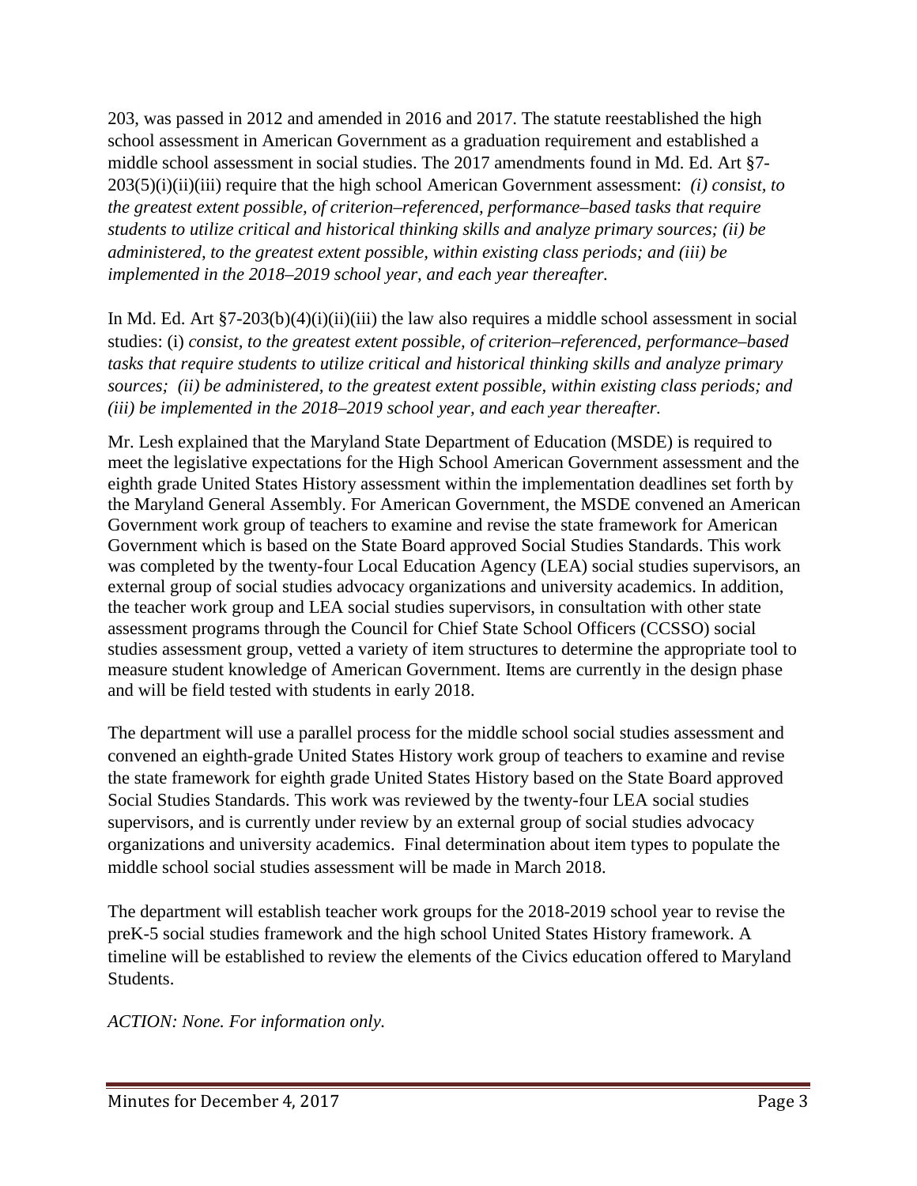203, was passed in 2012 and amended in 2016 and 2017. The statute reestablished the high school assessment in American Government as a graduation requirement and established a middle school assessment in social studies. The 2017 amendments found in Md. Ed. Art §7-203(5)(i)(ii)(iii) require that the high school American Government assessment: *(i) consist, to the greatest extent possible, of criterion–referenced, performance–based tasks that require students to utilize critical and historical thinking skills and analyze primary sources; (ii) be administered, to the greatest extent possible, within existing class periods; and (iii) be implemented in the 2018–2019 school year, and each year thereafter.*

In Md. Ed. Art §7-203(b)(4)(i)(ii)(iii) the law also requires a middle school assessment in social studies: (i) *consist, to the greatest extent possible, of criterion–referenced, performance–based tasks that require students to utilize critical and historical thinking skills and analyze primary sources; (ii) be administered, to the greatest extent possible, within existing class periods; and (iii) be implemented in the 2018–2019 school year, and each year thereafter.*

Mr. Lesh explained that the Maryland State Department of Education (MSDE) is required to meet the legislative expectations for the High School American Government assessment and the eighth grade United States History assessment within the implementation deadlines set forth by the Maryland General Assembly. For American Government, the MSDE convened an American Government work group of teachers to examine and revise the state framework for American Government which is based on the State Board approved Social Studies Standards. This work was completed by the twenty-four Local Education Agency (LEA) social studies supervisors, an external group of social studies advocacy organizations and university academics. In addition, the teacher work group and LEA social studies supervisors, in consultation with other state assessment programs through the Council for Chief State School Officers (CCSSO) social studies assessment group, vetted a variety of item structures to determine the appropriate tool to measure student knowledge of American Government. Items are currently in the design phase and will be field tested with students in early 2018.

The department will use a parallel process for the middle school social studies assessment and convened an eighth-grade United States History work group of teachers to examine and revise the state framework for eighth grade United States History based on the State Board approved Social Studies Standards. This work was reviewed by the twenty-four LEA social studies supervisors, and is currently under review by an external group of social studies advocacy organizations and university academics. Final determination about item types to populate the middle school social studies assessment will be made in March 2018.

The department will establish teacher work groups for the 2018-2019 school year to revise the preK-5 social studies framework and the high school United States History framework. A timeline will be established to review the elements of the Civics education offered to Maryland Students.

*ACTION: None. For information only.*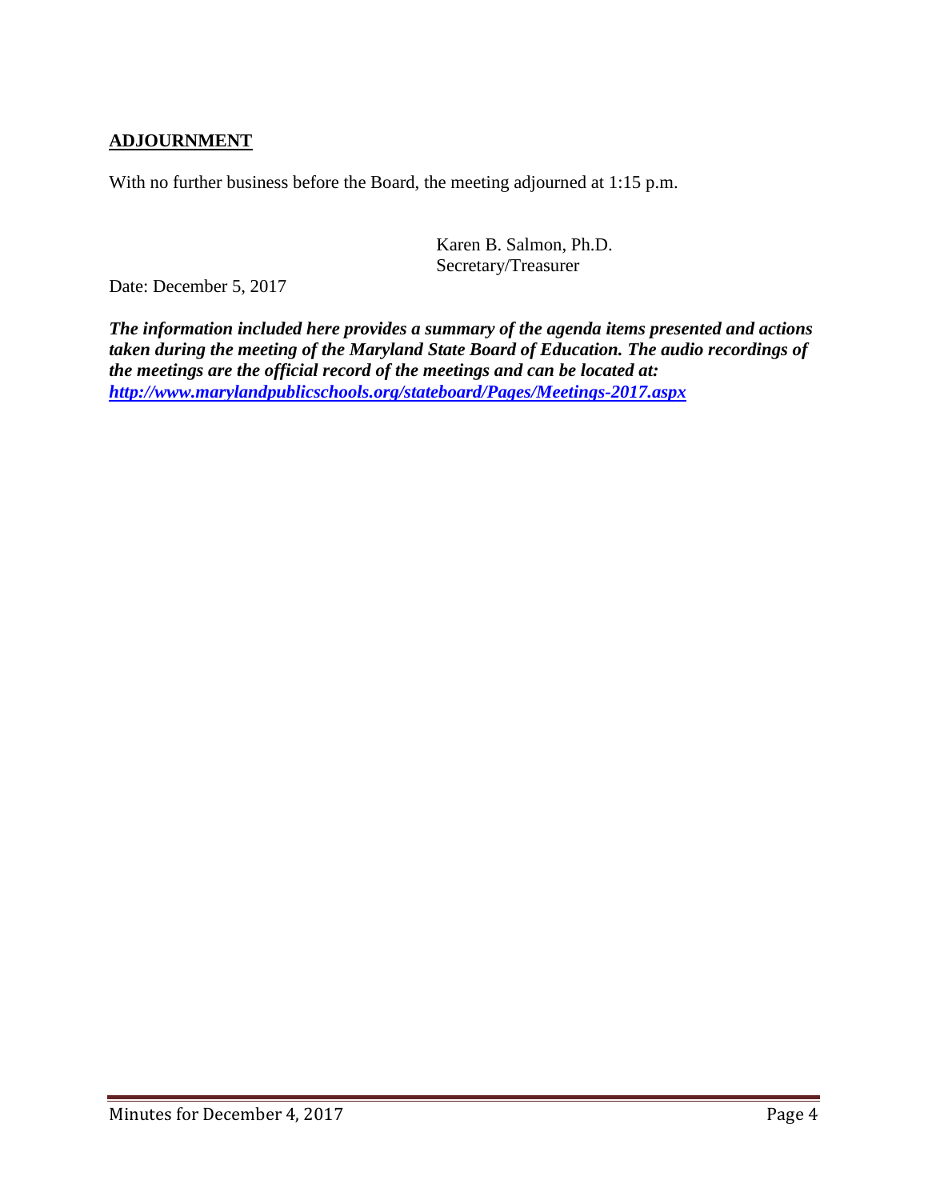**ADJOURNMENT**

With no further business before the Board, the meeting adjourned at 1:15 p.m.

Karen B. Salmon, Ph.D.
Secretary/Treasurer

Date: December 5, 2017

***The information included here provides a summary of the agenda items presented and actions taken during the meeting of the Maryland State Board of Education. The audio recordings of the meetings are the official record of the meetings and can be located at: [http://www.marylandpublicschools.org/stateboard/Pages/Meetings-2017.aspx](http://www.marylandpublicschools.org/stateboard/Pages/Meetings-2017.aspx)***